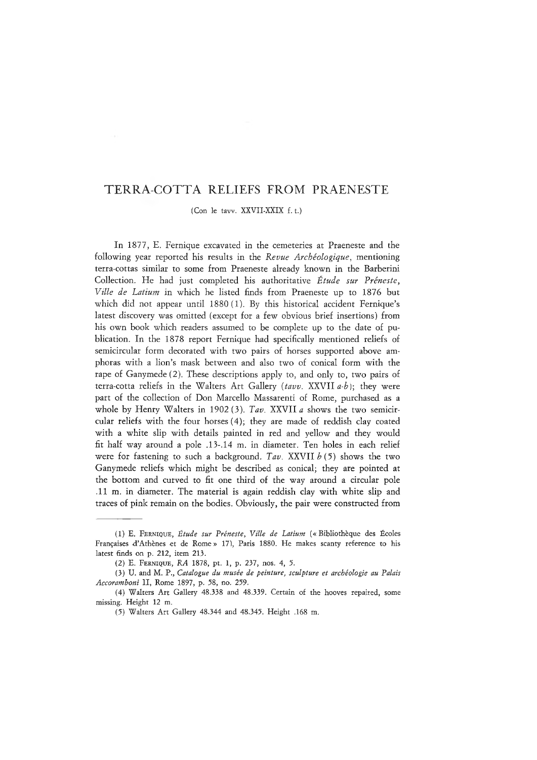# TERRA-COTTA RELIEFS FROM PRAENESTE

(Con le tavv. XXVII-XXIX f. t.)

In 1877, E. Fernique excavated in the cemeteries at Praeneste and the following year reported his results in the *Revue Archéologique*, mentioning terra-cottas similar to some from Praeneste already known in the Barberini Collection. He had just completed his authoritative *Étude sur Préneste, Ville de Latium* in which he listed finds from Praeneste up to 1876 but which did not appear until 1880 (1). By this historical accident Fernique's latest discovery was omitted (except for a few obvious brief insertions) from his own book which readers assumed to be complete up to the date of publication. In the 1878 report Fernique had specifically mentioned reliefs of semicircular form decorated with two pairs of horses supported above amphoras with a lion's mask between and also two of conical form with the rape of Ganymede (2). These descriptions apply to, and only to, two pairs of terra-cotta reliefs in the Walters Art Gallery (*tavv.* XXVII *a-b*); they were part of the collection of Don Marcello Massarenti of Rome, purchased as a whole by Henry Walters in 1902 (3). *Tav.* XXVII *a* shows the two semicircular reliefs with the four horses (4); they are made of reddish clay coated with a white slip with details painted in red and yellow and they would fit half way around a pole .13-.14 m. in diameter. Ten holes in each relief were for fastening to such a background. *Tav.* XXVII *b* (5) shows the two Ganymede reliefs which might be described as conical; they are pointed at the bottom and curved to fit one third of the way around a circular pole .11 m. in diameter. The material is again reddish clay with white slip and traces of pink remain on the bodies. Obviously, the pair were constructed from

---

(1) E. Fernique, *Étude sur Préneste, Ville de Latium* (« Bibliothèque des Écoles Françaises d'Athènes et de Rome » 17), Paris 1880. He makes scanty reference to his latest finds on p. 212, item 213.

(2) E. Fernique, *RA* 1878, pt. 1, p. 237, nos. 4, 5.

(3) U. and M. P., *Catalogue du musée de peinture, sculpture et archéologie au Palais Accoramboni* II, Rome 1897, p. 58, no. 259.

(4) Walters Art Gallery 48.338 and 48.339. Certain of the hooves repaired, some missing. Height 12 m.

(5) Walters Art Gallery 48.344 and 48.345. Height .168 m.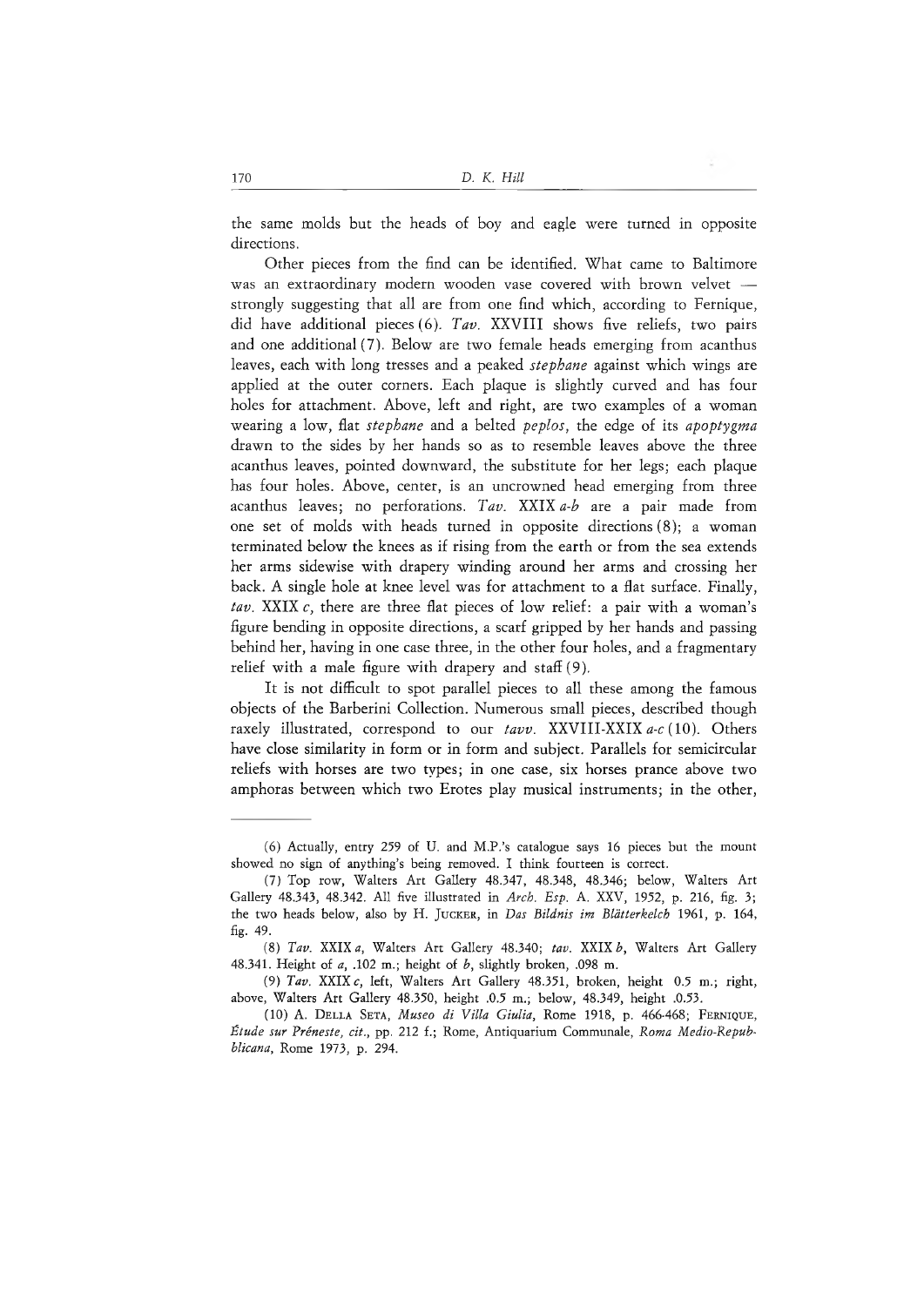the same molds but the heads of boy and eagle were turned in opposite directions.

Other pieces from the find can be identified. What came to Baltimore was an extraordinary modern wooden vase covered with brown velvet — strongly suggesting that all are from one find which, according to Fernique, did have additional pieces (6). *Tav.* XXVIII shows five reliefs, two pairs and one additional (7). Below are two female heads emerging from acanthus leaves, each with long tresses and a peaked *stephane* against which wings are applied at the outer corners. Each plaque is slightly curved and has four holes for attachment. Above, left and right, are two examples of a woman wearing a low, flat *stephane* and a belted *peplos*, the edge of its *apoptygma* drawn to the sides by her hands so as to resemble leaves above the three acanthus leaves, pointed downward, the substitute for her legs; each plaque has four holes. Above, center, is an uncrowned head emerging from three acanthus leaves; no perforations. *Tav.* XXIX *a-b* are a pair made from one set of molds with heads turned in opposite directions (8); a woman terminated below the knees as if rising from the earth or from the sea extends her arms sidewise with drapery winding around her arms and crossing her back. A single hole at knee level was for attachment to a flat surface. Finally, *tav.* XXIX *c*, there are three flat pieces of low relief: a pair with a woman's figure bending in opposite directions, a scarf gripped by her hands and passing behind her, having in one case three, in the other four holes, and a fragmentary relief with a male figure with drapery and staff (9).

It is not difficult to spot parallel pieces to all these among the famous objects of the Barberini Collection. Numerous small pieces, described though raxely illustrated, correspond to our *tavv.* XXVIII-XXIX *a-c* (10). Others have close similarity in form or in form and subject. Parallels for semicircular reliefs with horses are two types; in one case, six horses prance above two amphoras between which two Erotes play musical instruments; in the other,

---

(6) Actually, entry 259 of U. and M.P.'s catalogue says 16 pieces but the mount showed no sign of anything's being removed. I think fourteen is correct.

(7) Top row, Walters Art Gallery 48.347, 48.348, 48.346; below, Walters Art Gallery 48.343, 48.342. All five illustrated in *Arch. Esp.* A. XXV, 1952, p. 216, fig. 3; the two heads below, also by H. JUCKER, in *Das Bildnis im Blätterkelch* 1961, p. 164, fig. 49.

(8) *Tav.* XXIX *a*, Walters Art Gallery 48.340; *tav.* XXIX *b*, Walters Art Gallery 48.341. Height of *a*, .102 m.; height of *b*, slightly broken, .098 m.

(9) *Tav.* XXIX *c*, left, Walters Art Gallery 48.351, broken, height 0.5 m.; right, above, Walters Art Gallery 48.350, height .0.5 m.; below, 48.349, height .0.53.

(10) A. DELLA SETA, *Museo di Villa Giulia*, Rome 1918, p. 466-468; FERNIQUE, *Étude sur Préneste, cit.*, pp. 212 f.; Rome, Antiquarium Communale, *Roma Medio-Repubblicana*, Rome 1973, p. 294.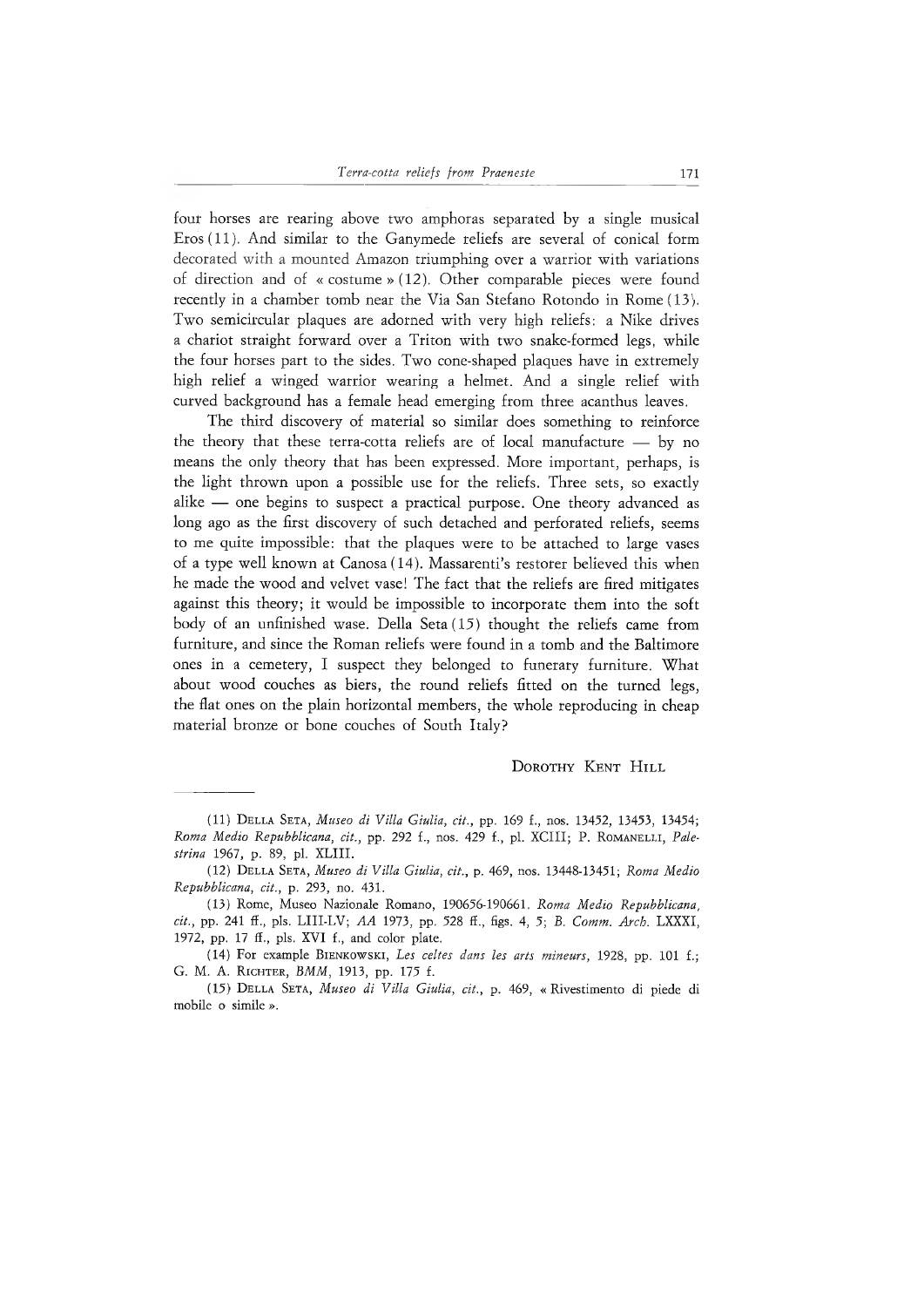four horses are rearing above two amphoras separated by a single musical Eros (11). And similar to the Ganymede reliefs are several of conical form decorated with a mounted Amazon triumphing over a warrior with variations of direction and of « costume » (12). Other comparable pieces were found recently in a chamber tomb near the Via San Stefano Rotondo in Rome (13). Two semicircular plaques are adorned with very high reliefs: a Nike drives a chariot straight forward over a Triton with two snake-formed legs, while the four horses part to the sides. Two cone-shaped plaques have in extremely high relief a winged warrior wearing a helmet. And a single relief with curved background has a female head emerging from three acanthus leaves.

The third discovery of material so similar does something to reinforce the theory that these terra-cotta reliefs are of local manufacture — by no means the only theory that has been expressed. More important, perhaps, is the light thrown upon a possible use for the reliefs. Three sets, so exactly alike — one begins to suspect a practical purpose. One theory advanced as long ago as the first discovery of such detached and perforated reliefs, seems to me quite impossible: that the plaques were to be attached to large vases of a type well known at Canosa (14). Massarenti's restorer believed this when he made the wood and velvet vase! The fact that the reliefs are fired mitigates against this theory; it would be impossible to incorporate them into the soft body of an unfinished wase. Della Seta (15) thought the reliefs came from furniture, and since the Roman reliefs were found in a tomb and the Baltimore ones in a cemetery, I suspect they belonged to funerary furniture. What about wood couches as biers, the round reliefs fitted on the turned legs, the flat ones on the plain horizontal members, the whole reproducing in cheap material bronze or bone couches of South Italy?

Dorothy Kent Hill

---

(11) Della Seta, *Museo di Villa Giulia, cit.*, pp. 169 f., nos. 13452, 13453, 13454; *Roma Medio Repubblicana, cit.*, pp. 292 f., nos. 429 f., pl. XCIII; P. Romanelli, *Palestrina* 1967, p. 89, pl. XLIII.

(12) Della Seta, *Museo di Villa Giulia, cit.*, p. 469, nos. 13448-13451; *Roma Medio Repubblicana, cit.*, p. 293, no. 431.

(13) Rome, Museo Nazionale Romano, 190656-190661. *Roma Medio Repubblicana, cit.*, pp. 241 ff., pls. LIII-LV; *AA* 1973, pp. 528 ff., figs. 4, 5; *B. Comm. Arch.* LXXXI, 1972, pp. 17 ff., pls. XVI f., and color plate.

(14) For example Bienkowski, *Les celtes dans les arts mineurs*, 1928, pp. 101 f.; G. M. A. Richter, *BMM*, 1913, pp. 175 f.

(15) Della Seta, *Museo di Villa Giulia, cit.*, p. 469, « Rivestimento di piede di mobile o simile ».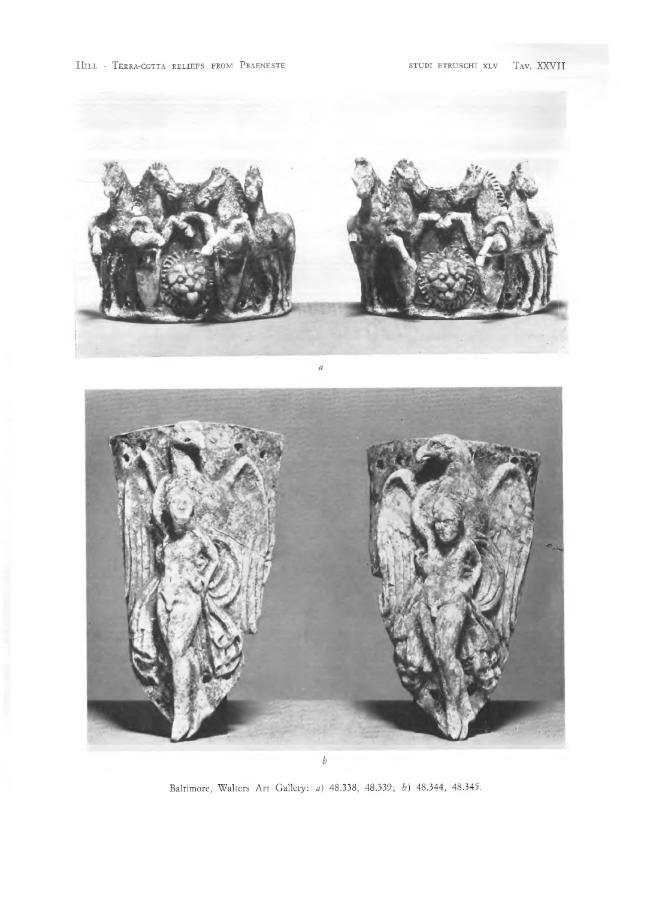*a*

*b*

Baltimore, Walters Art Gallery: *a*) 48.338, 48.339; *b*) 48.344, 48.345.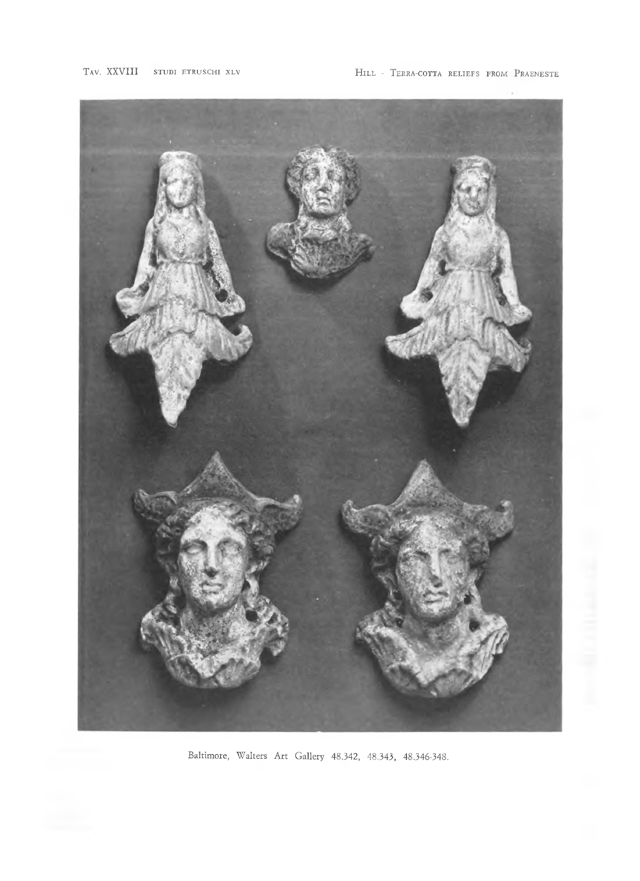Baltimore, Walters Art Gallery 48.342, 48.343, 48.346-348.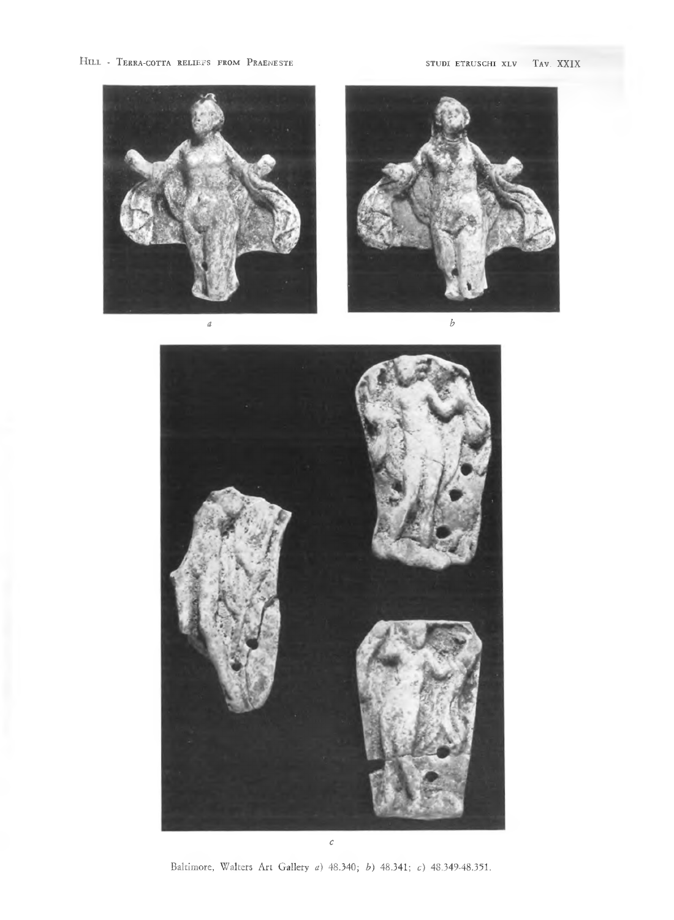a

b

c

Baltimore, Walters Art Gallery *a*) 48.340; *b*) 48.341; *c*) 48.349-48.351.